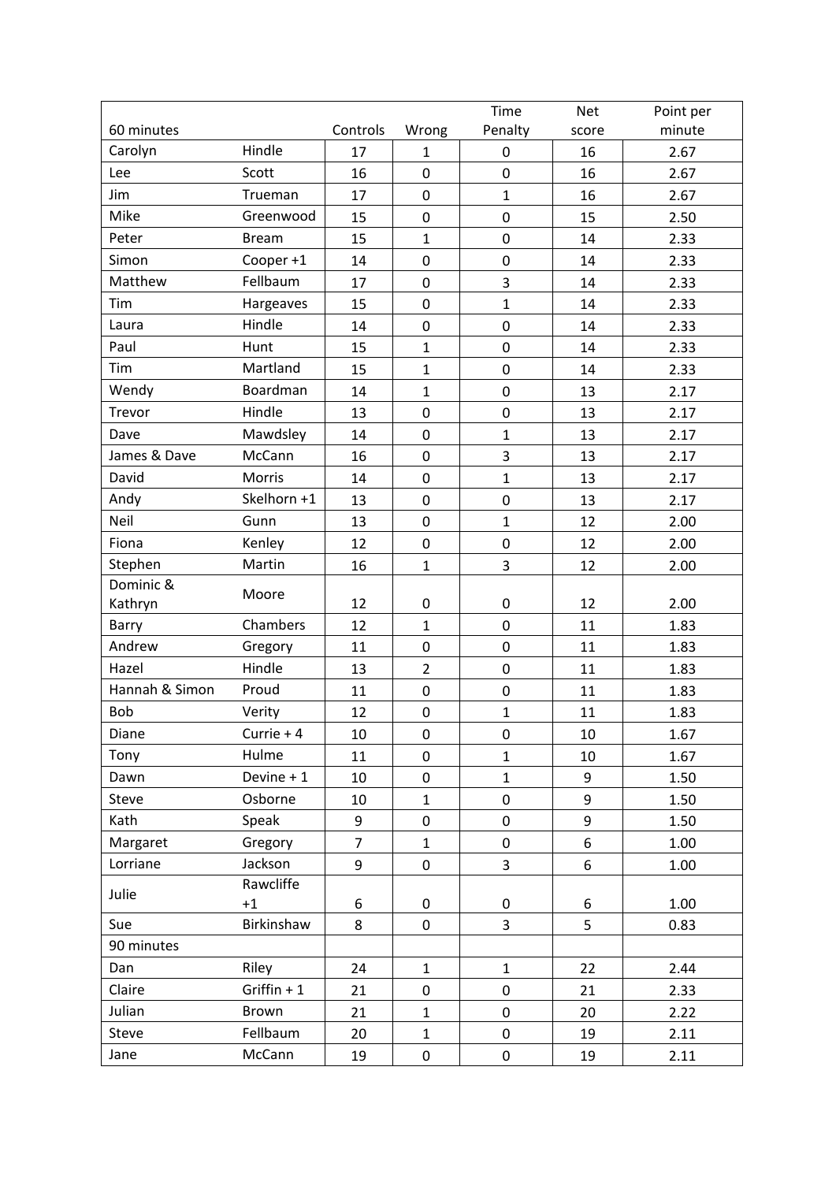| 60 minutes | | Controls | Wrong | Time Penalty | Net score | Point per minute |
|---|---|---|---|---|---|---|
| Carolyn | Hindle | 17 | 1 | 0 | 16 | 2.67 |
| Lee | Scott | 16 | 0 | 0 | 16 | 2.67 |
| Jim | Trueman | 17 | 0 | 1 | 16 | 2.67 |
| Mike | Greenwood | 15 | 0 | 0 | 15 | 2.50 |
| Peter | Bream | 15 | 1 | 0 | 14 | 2.33 |
| Simon | Cooper +1 | 14 | 0 | 0 | 14 | 2.33 |
| Matthew | Fellbaum | 17 | 0 | 3 | 14 | 2.33 |
| Tim | Hargeaves | 15 | 0 | 1 | 14 | 2.33 |
| Laura | Hindle | 14 | 0 | 0 | 14 | 2.33 |
| Paul | Hunt | 15 | 1 | 0 | 14 | 2.33 |
| Tim | Martland | 15 | 1 | 0 | 14 | 2.33 |
| Wendy | Boardman | 14 | 1 | 0 | 13 | 2.17 |
| Trevor | Hindle | 13 | 0 | 0 | 13 | 2.17 |
| Dave | Mawdsley | 14 | 0 | 1 | 13 | 2.17 |
| James & Dave | McCann | 16 | 0 | 3 | 13 | 2.17 |
| David | Morris | 14 | 0 | 1 | 13 | 2.17 |
| Andy | Skelhorn +1 | 13 | 0 | 0 | 13 | 2.17 |
| Neil | Gunn | 13 | 0 | 1 | 12 | 2.00 |
| Fiona | Kenley | 12 | 0 | 0 | 12 | 2.00 |
| Stephen | Martin | 16 | 1 | 3 | 12 | 2.00 |
| Dominic & Kathryn | Moore | 12 | 0 | 0 | 12 | 2.00 |
| Barry | Chambers | 12 | 1 | 0 | 11 | 1.83 |
| Andrew | Gregory | 11 | 0 | 0 | 11 | 1.83 |
| Hazel | Hindle | 13 | 2 | 0 | 11 | 1.83 |
| Hannah & Simon | Proud | 11 | 0 | 0 | 11 | 1.83 |
| Bob | Verity | 12 | 0 | 1 | 11 | 1.83 |
| Diane | Currie + 4 | 10 | 0 | 0 | 10 | 1.67 |
| Tony | Hulme | 11 | 0 | 1 | 10 | 1.67 |
| Dawn | Devine + 1 | 10 | 0 | 1 | 9 | 1.50 |
| Steve | Osborne | 10 | 1 | 0 | 9 | 1.50 |
| Kath | Speak | 9 | 0 | 0 | 9 | 1.50 |
| Margaret | Gregory | 7 | 1 | 0 | 6 | 1.00 |
| Lorriane | Jackson | 9 | 0 | 3 | 6 | 1.00 |
| Julie | Rawcliffe +1 | 6 | 0 | 0 | 6 | 1.00 |
| Sue | Birkinshaw | 8 | 0 | 3 | 5 | 0.83 |
| 90 minutes | | | | | | |
| Dan | Riley | 24 | 1 | 1 | 22 | 2.44 |
| Claire | Griffin + 1 | 21 | 0 | 0 | 21 | 2.33 |
| Julian | Brown | 21 | 1 | 0 | 20 | 2.22 |
| Steve | Fellbaum | 20 | 1 | 0 | 19 | 2.11 |
| Jane | McCann | 19 | 0 | 0 | 19 | 2.11 |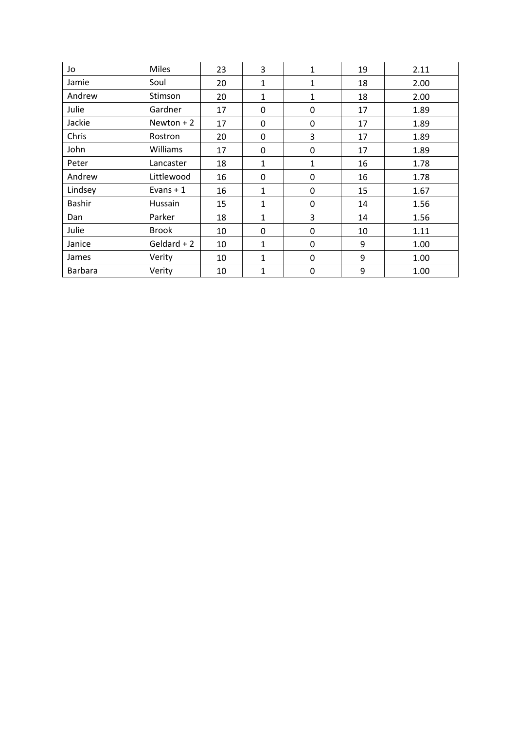| | | | | | | |
|---|---|---|---|---|---|---|
| Jo | Miles | 23 | 3 | 1 | 19 | 2.11 |
| Jamie | Soul | 20 | 1 | 1 | 18 | 2.00 |
| Andrew | Stimson | 20 | 1 | 1 | 18 | 2.00 |
| Julie | Gardner | 17 | 0 | 0 | 17 | 1.89 |
| Jackie | Newton + 2 | 17 | 0 | 0 | 17 | 1.89 |
| Chris | Rostron | 20 | 0 | 3 | 17 | 1.89 |
| John | Williams | 17 | 0 | 0 | 17 | 1.89 |
| Peter | Lancaster | 18 | 1 | 1 | 16 | 1.78 |
| Andrew | Littlewood | 16 | 0 | 0 | 16 | 1.78 |
| Lindsey | Evans + 1 | 16 | 1 | 0 | 15 | 1.67 |
| Bashir | Hussain | 15 | 1 | 0 | 14 | 1.56 |
| Dan | Parker | 18 | 1 | 3 | 14 | 1.56 |
| Julie | Brook | 10 | 0 | 0 | 10 | 1.11 |
| Janice | Geldard + 2 | 10 | 1 | 0 | 9 | 1.00 |
| James | Verity | 10 | 1 | 0 | 9 | 1.00 |
| Barbara | Verity | 10 | 1 | 0 | 9 | 1.00 |